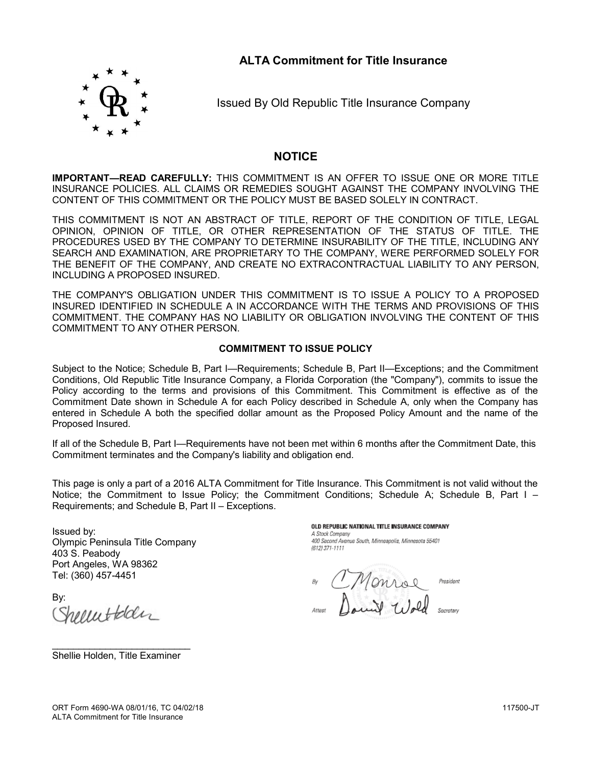# ALTA Commitment for Title Insurance

Issued By Old Republic Title Insurance Company

## NOTICE

**IMPORTANT—READ CAREFULLY:** THIS COMMITMENT IS AN OFFER TO ISSUE ONE OR MORE TITLE INSURANCE POLICIES. ALL CLAIMS OR REMEDIES SOUGHT AGAINST THE COMPANY INVOLVING THE CONTENT OF THIS COMMITMENT OR THE POLICY MUST BE BASED SOLELY IN CONTRACT.

THIS COMMITMENT IS NOT AN ABSTRACT OF TITLE, REPORT OF THE CONDITION OF TITLE, LEGAL OPINION, OPINION OF TITLE, OR OTHER REPRESENTATION OF THE STATUS OF TITLE. THE PROCEDURES USED BY THE COMPANY TO DETERMINE INSURABILITY OF THE TITLE, INCLUDING ANY SEARCH AND EXAMINATION, ARE PROPRIETARY TO THE COMPANY, WERE PERFORMED SOLELY FOR THE BENEFIT OF THE COMPANY, AND CREATE NO EXTRACONTRACTUAL LIABILITY TO ANY PERSON, INCLUDING A PROPOSED INSURED.

THE COMPANY'S OBLIGATION UNDER THIS COMMITMENT IS TO ISSUE A POLICY TO A PROPOSED INSURED IDENTIFIED IN SCHEDULE A IN ACCORDANCE WITH THE TERMS AND PROVISIONS OF THIS COMMITMENT. THE COMPANY HAS NO LIABILITY OR OBLIGATION INVOLVING THE CONTENT OF THIS COMMITMENT TO ANY OTHER PERSON.

### COMMITMENT TO ISSUE POLICY

Subject to the Notice; Schedule B, Part I—Requirements; Schedule B, Part II—Exceptions; and the Commitment Conditions, Old Republic Title Insurance Company, a Florida Corporation (the "Company"), commits to issue the Policy according to the terms and provisions of this Commitment. This Commitment is effective as of the Commitment Date shown in Schedule A for each Policy described in Schedule A, only when the Company has entered in Schedule A both the specified dollar amount as the Proposed Policy Amount and the name of the Proposed Insured.

If all of the Schedule B, Part I—Requirements have not been met within 6 months after the Commitment Date, this Commitment terminates and the Company's liability and obligation end.

This page is only a part of a 2016 ALTA Commitment for Title Insurance. This Commitment is not valid without the Notice; the Commitment to Issue Policy; the Commitment Conditions; Schedule A; Schedule B, Part I – Requirements; and Schedule B, Part II – Exceptions.

Issued by:
Olympic Peninsula Title Company
403 S. Peabody
Port Angeles, WA 98362
Tel: (360) 457-4451

By:

Shellie Holden, Title Examiner

OLD REPUBLIC NATIONAL TITLE INSURANCE COMPANY
A Stock Company
400 Second Avenue South, Minneapolis, Minnesota 55401
(612) 371-1111

By ____________ President

Attest ____________ Secretary

ORT Form 4690-WA 08/01/16, TC 04/02/18
ALTA Commitment for Title Insurance

117500-JT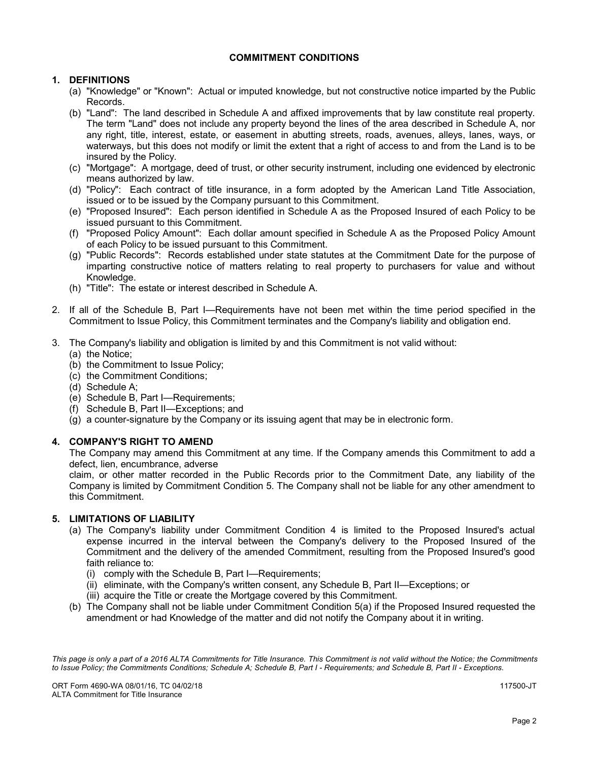## COMMITMENT CONDITIONS

**1. DEFINITIONS**

(a) "Knowledge" or "Known": Actual or imputed knowledge, but not constructive notice imparted by the Public Records.

(b) "Land": The land described in Schedule A and affixed improvements that by law constitute real property. The term "Land" does not include any property beyond the lines of the area described in Schedule A, nor any right, title, interest, estate, or easement in abutting streets, roads, avenues, alleys, lanes, ways, or waterways, but this does not modify or limit the extent that a right of access to and from the Land is to be insured by the Policy.

(c) "Mortgage": A mortgage, deed of trust, or other security instrument, including one evidenced by electronic means authorized by law.

(d) "Policy": Each contract of title insurance, in a form adopted by the American Land Title Association, issued or to be issued by the Company pursuant to this Commitment.

(e) "Proposed Insured": Each person identified in Schedule A as the Proposed Insured of each Policy to be issued pursuant to this Commitment.

(f) "Proposed Policy Amount": Each dollar amount specified in Schedule A as the Proposed Policy Amount of each Policy to be issued pursuant to this Commitment.

(g) "Public Records": Records established under state statutes at the Commitment Date for the purpose of imparting constructive notice of matters relating to real property to purchasers for value and without Knowledge.

(h) "Title": The estate or interest described in Schedule A.

2. If all of the Schedule B, Part I—Requirements have not been met within the time period specified in the Commitment to Issue Policy, this Commitment terminates and the Company's liability and obligation end.

3. The Company's liability and obligation is limited by and this Commitment is not valid without:

(a) the Notice;
(b) the Commitment to Issue Policy;
(c) the Commitment Conditions;
(d) Schedule A;
(e) Schedule B, Part I—Requirements;
(f) Schedule B, Part II—Exceptions; and
(g) a counter-signature by the Company or its issuing agent that may be in electronic form.

**4. COMPANY'S RIGHT TO AMEND**

The Company may amend this Commitment at any time. If the Company amends this Commitment to add a defect, lien, encumbrance, adverse claim, or other matter recorded in the Public Records prior to the Commitment Date, any liability of the Company is limited by Commitment Condition 5. The Company shall not be liable for any other amendment to this Commitment.

**5. LIMITATIONS OF LIABILITY**

(a) The Company's liability under Commitment Condition 4 is limited to the Proposed Insured's actual expense incurred in the interval between the Company's delivery to the Proposed Insured of the Commitment and the delivery of the amended Commitment, resulting from the Proposed Insured's good faith reliance to:

(i) comply with the Schedule B, Part I—Requirements;
(ii) eliminate, with the Company's written consent, any Schedule B, Part II—Exceptions; or
(iii) acquire the Title or create the Mortgage covered by this Commitment.

(b) The Company shall not be liable under Commitment Condition 5(a) if the Proposed Insured requested the amendment or had Knowledge of the matter and did not notify the Company about it in writing.

*This page is only a part of a 2016 ALTA Commitments for Title Insurance. This Commitment is not valid without the Notice; the Commitments to Issue Policy; the Commitments Conditions; Schedule A; Schedule B, Part I - Requirements; and Schedule B, Part II - Exceptions.*

ORT Form 4690-WA 08/01/16, TC 04/02/18
ALTA Commitment for Title Insurance

117500-JT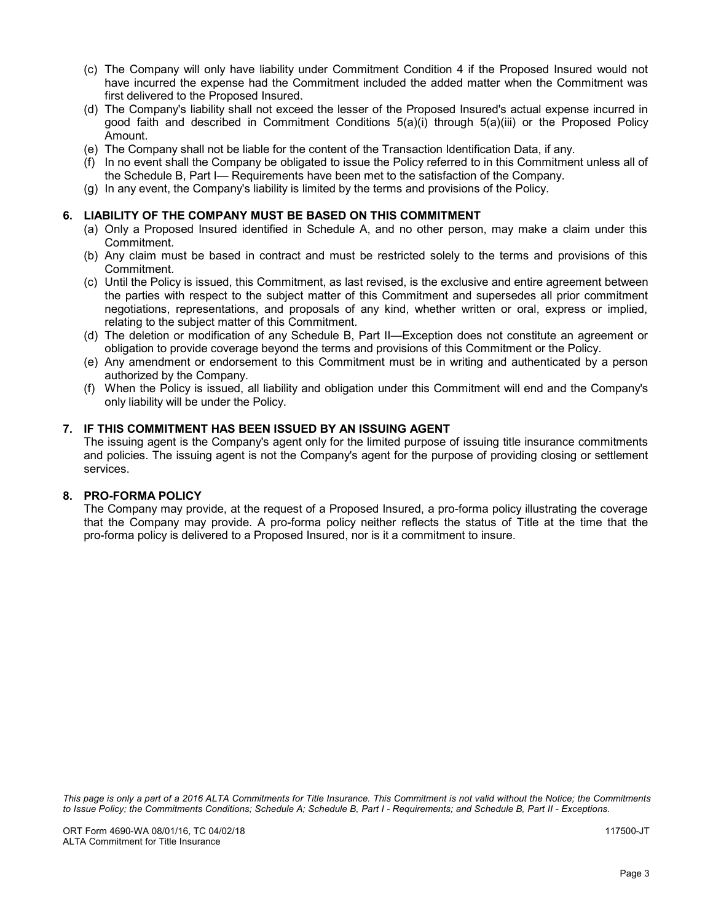(c) The Company will only have liability under Commitment Condition 4 if the Proposed Insured would not have incurred the expense had the Commitment included the added matter when the Commitment was first delivered to the Proposed Insured.

(d) The Company's liability shall not exceed the lesser of the Proposed Insured's actual expense incurred in good faith and described in Commitment Conditions 5(a)(i) through 5(a)(iii) or the Proposed Policy Amount.

(e) The Company shall not be liable for the content of the Transaction Identification Data, if any.

(f) In no event shall the Company be obligated to issue the Policy referred to in this Commitment unless all of the Schedule B, Part I— Requirements have been met to the satisfaction of the Company.

(g) In any event, the Company's liability is limited by the terms and provisions of the Policy.

**6. LIABILITY OF THE COMPANY MUST BE BASED ON THIS COMMITMENT**

(a) Only a Proposed Insured identified in Schedule A, and no other person, may make a claim under this Commitment.

(b) Any claim must be based in contract and must be restricted solely to the terms and provisions of this Commitment.

(c) Until the Policy is issued, this Commitment, as last revised, is the exclusive and entire agreement between the parties with respect to the subject matter of this Commitment and supersedes all prior commitment negotiations, representations, and proposals of any kind, whether written or oral, express or implied, relating to the subject matter of this Commitment.

(d) The deletion or modification of any Schedule B, Part II—Exception does not constitute an agreement or obligation to provide coverage beyond the terms and provisions of this Commitment or the Policy.

(e) Any amendment or endorsement to this Commitment must be in writing and authenticated by a person authorized by the Company.

(f) When the Policy is issued, all liability and obligation under this Commitment will end and the Company's only liability will be under the Policy.

**7. IF THIS COMMITMENT HAS BEEN ISSUED BY AN ISSUING AGENT**

The issuing agent is the Company's agent only for the limited purpose of issuing title insurance commitments and policies. The issuing agent is not the Company's agent for the purpose of providing closing or settlement services.

**8. PRO-FORMA POLICY**

The Company may provide, at the request of a Proposed Insured, a pro-forma policy illustrating the coverage that the Company may provide. A pro-forma policy neither reflects the status of Title at the time that the pro-forma policy is delivered to a Proposed Insured, nor is it a commitment to insure.

*This page is only a part of a 2016 ALTA Commitments for Title Insurance. This Commitment is not valid without the Notice; the Commitments to Issue Policy; the Commitments Conditions; Schedule A; Schedule B, Part I - Requirements; and Schedule B, Part II - Exceptions.*

ORT Form 4690-WA 08/01/16, TC 04/02/18
ALTA Commitment for Title Insurance

117500-JT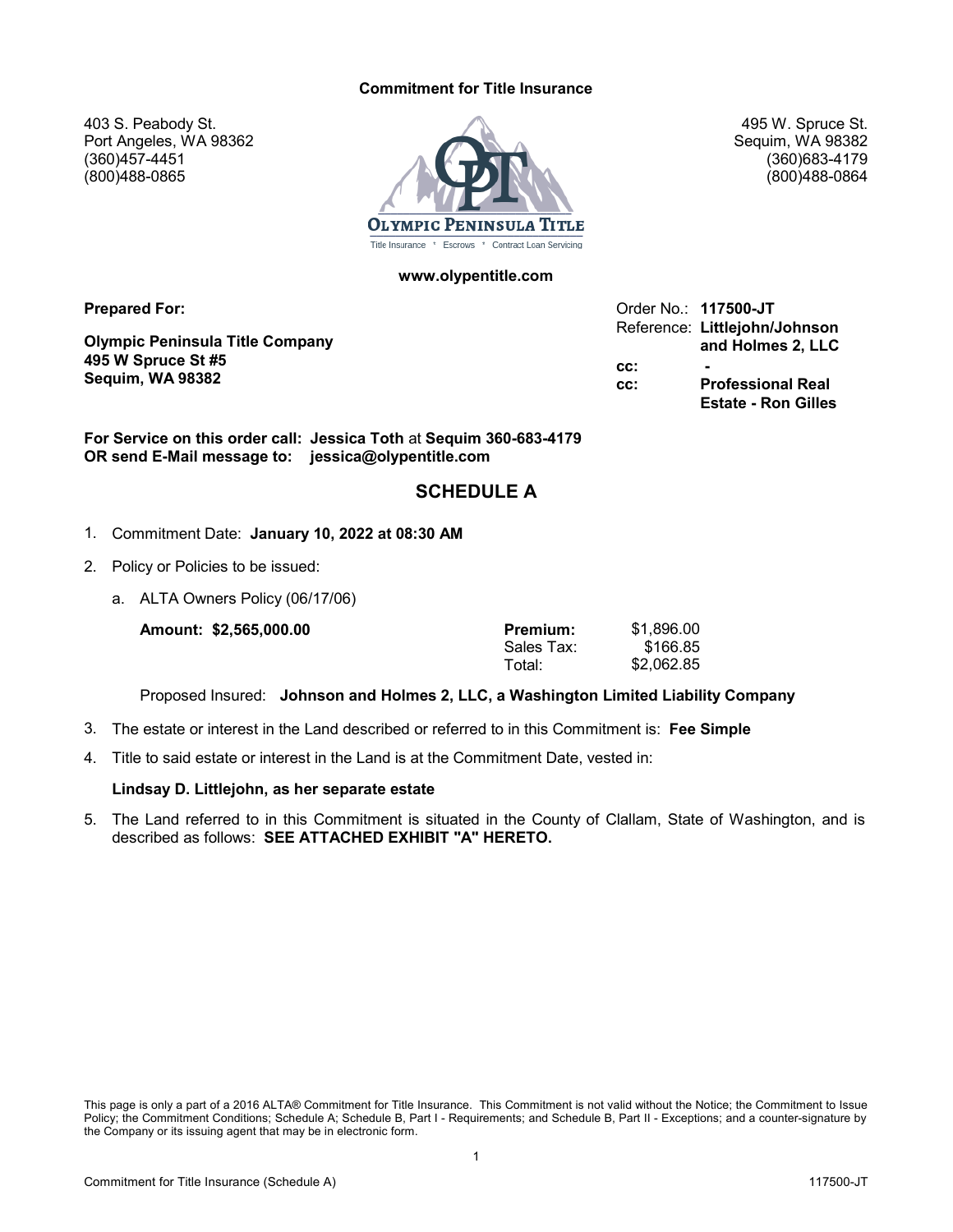**Commitment for Title Insurance**

403 S. Peabody St.
Port Angeles, WA 98362
(360)457-4451
(800)488-0865

495 W. Spruce St.
Sequim, WA 98382
(360)683-4179
(800)488-0864

OLYMPIC PENINSULA TITLE
Title Insurance * Escrows * Contract Loan Servicing

**www.olypentitle.com**

**Prepared For:**

**Olympic Peninsula Title Company**
**495 W Spruce St #5**
**Sequim, WA 98382**

Order No.: **117500-JT**
Reference: **Littlejohn/Johnson and Holmes 2, LLC**
**cc:** -
**cc:** **Professional Real Estate - Ron Gilles**

**For Service on this order call: Jessica Toth** at **Sequim 360-683-4179**
**OR send E-Mail message to: jessica@olypentitle.com**

## SCHEDULE A

1. Commitment Date: **January 10, 2022 at 08:30 AM**
2. Policy or Policies to be issued:
   a. ALTA Owners Policy (06/17/06)

   **Amount: $2,565,000.00**

   | | |
   |---|---|
   | **Premium:** | $1,896.00 |
   | Sales Tax: | $166.85 |
   | Total: | $2,062.85 |

   Proposed Insured: **Johnson and Holmes 2, LLC, a Washington Limited Liability Company**

3. The estate or interest in the Land described or referred to in this Commitment is: **Fee Simple**
4. Title to said estate or interest in the Land is at the Commitment Date, vested in:

   **Lindsay D. Littlejohn, as her separate estate**

5. The Land referred to in this Commitment is situated in the County of Clallam, State of Washington, and is described as follows: **SEE ATTACHED EXHIBIT "A" HERETO.**

This page is only a part of a 2016 ALTA® Commitment for Title Insurance. This Commitment is not valid without the Notice; the Commitment to Issue Policy; the Commitment Conditions; Schedule A; Schedule B, Part I - Requirements; and Schedule B, Part II - Exceptions; and a counter-signature by the Company or its issuing agent that may be in electronic form.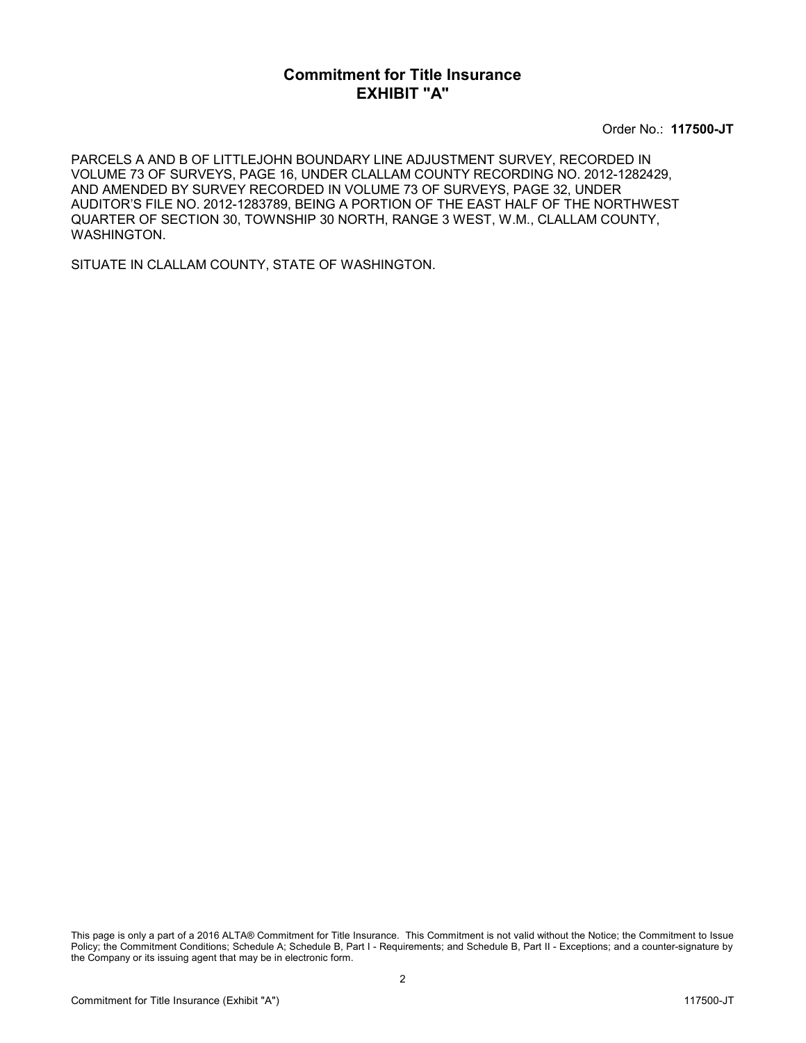# Commitment for Title Insurance
# EXHIBIT "A"

Order No.: **117500-JT**

PARCELS A AND B OF LITTLEJOHN BOUNDARY LINE ADJUSTMENT SURVEY, RECORDED IN VOLUME 73 OF SURVEYS, PAGE 16, UNDER CLALLAM COUNTY RECORDING NO. 2012-1282429, AND AMENDED BY SURVEY RECORDED IN VOLUME 73 OF SURVEYS, PAGE 32, UNDER AUDITOR'S FILE NO. 2012-1283789, BEING A PORTION OF THE EAST HALF OF THE NORTHWEST QUARTER OF SECTION 30, TOWNSHIP 30 NORTH, RANGE 3 WEST, W.M., CLALLAM COUNTY, WASHINGTON.

SITUATE IN CLALLAM COUNTY, STATE OF WASHINGTON.

This page is only a part of a 2016 ALTA® Commitment for Title Insurance. This Commitment is not valid without the Notice; the Commitment to Issue Policy; the Commitment Conditions; Schedule A; Schedule B, Part I - Requirements; and Schedule B, Part II - Exceptions; and a counter-signature by the Company or its issuing agent that may be in electronic form.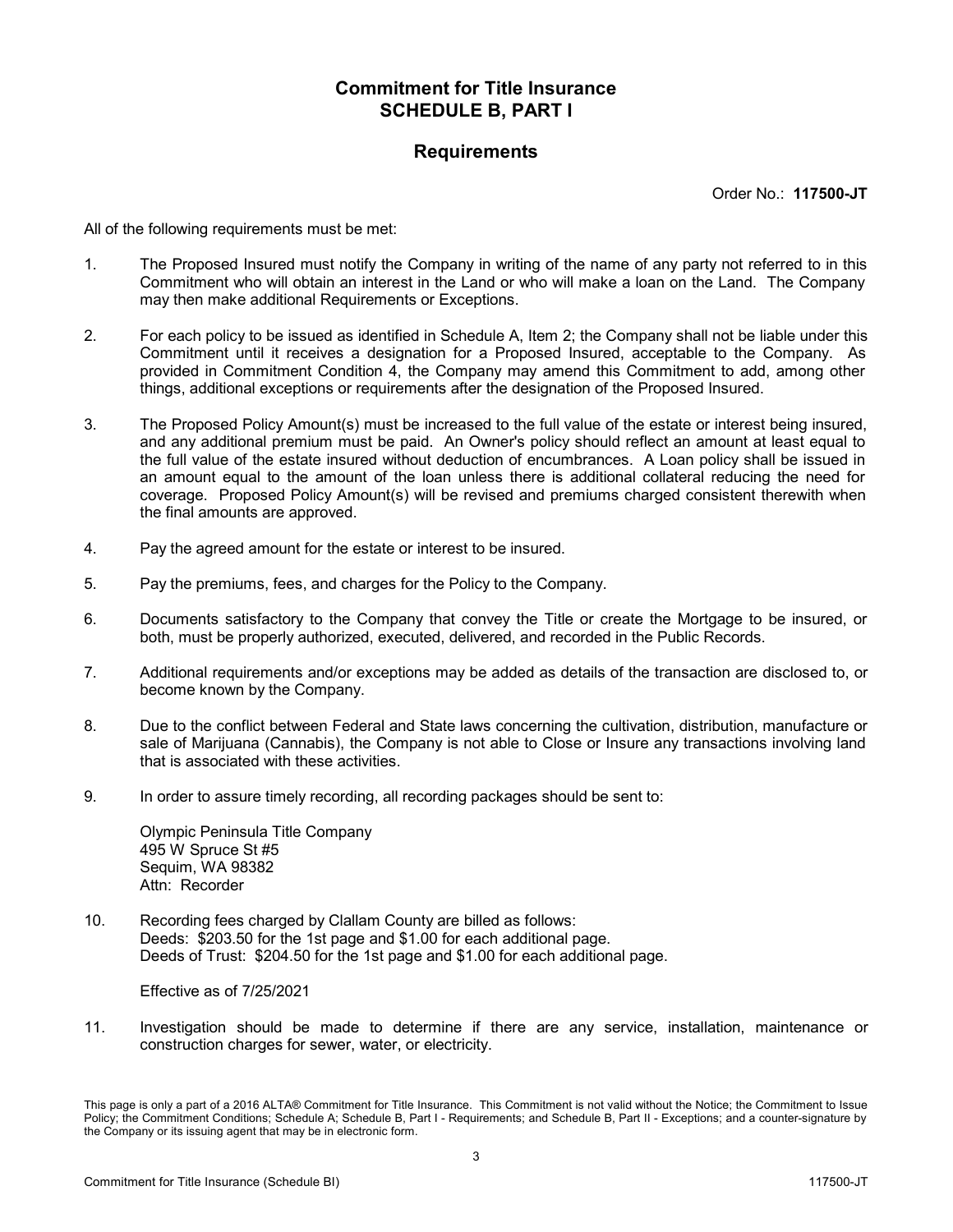# Commitment for Title Insurance
# SCHEDULE B, PART I

## Requirements

Order No.: **117500-JT**

All of the following requirements must be met:

1. The Proposed Insured must notify the Company in writing of the name of any party not referred to in this Commitment who will obtain an interest in the Land or who will make a loan on the Land. The Company may then make additional Requirements or Exceptions.

2. For each policy to be issued as identified in Schedule A, Item 2; the Company shall not be liable under this Commitment until it receives a designation for a Proposed Insured, acceptable to the Company. As provided in Commitment Condition 4, the Company may amend this Commitment to add, among other things, additional exceptions or requirements after the designation of the Proposed Insured.

3. The Proposed Policy Amount(s) must be increased to the full value of the estate or interest being insured, and any additional premium must be paid. An Owner's policy should reflect an amount at least equal to the full value of the estate insured without deduction of encumbrances. A Loan policy shall be issued in an amount equal to the amount of the loan unless there is additional collateral reducing the need for coverage. Proposed Policy Amount(s) will be revised and premiums charged consistent therewith when the final amounts are approved.

4. Pay the agreed amount for the estate or interest to be insured.

5. Pay the premiums, fees, and charges for the Policy to the Company.

6. Documents satisfactory to the Company that convey the Title or create the Mortgage to be insured, or both, must be properly authorized, executed, delivered, and recorded in the Public Records.

7. Additional requirements and/or exceptions may be added as details of the transaction are disclosed to, or become known by the Company.

8. Due to the conflict between Federal and State laws concerning the cultivation, distribution, manufacture or sale of Marijuana (Cannabis), the Company is not able to Close or Insure any transactions involving land that is associated with these activities.

9. In order to assure timely recording, all recording packages should be sent to:

   Olympic Peninsula Title Company
   495 W Spruce St #5
   Sequim, WA 98382
   Attn: Recorder

10. Recording fees charged by Clallam County are billed as follows:
    Deeds: $203.50 for the 1st page and $1.00 for each additional page.
    Deeds of Trust: $204.50 for the 1st page and $1.00 for each additional page.

    Effective as of 7/25/2021

11. Investigation should be made to determine if there are any service, installation, maintenance or construction charges for sewer, water, or electricity.

This page is only a part of a 2016 ALTA® Commitment for Title Insurance. This Commitment is not valid without the Notice; the Commitment to Issue Policy; the Commitment Conditions; Schedule A; Schedule B, Part I - Requirements; and Schedule B, Part II - Exceptions; and a counter-signature by the Company or its issuing agent that may be in electronic form.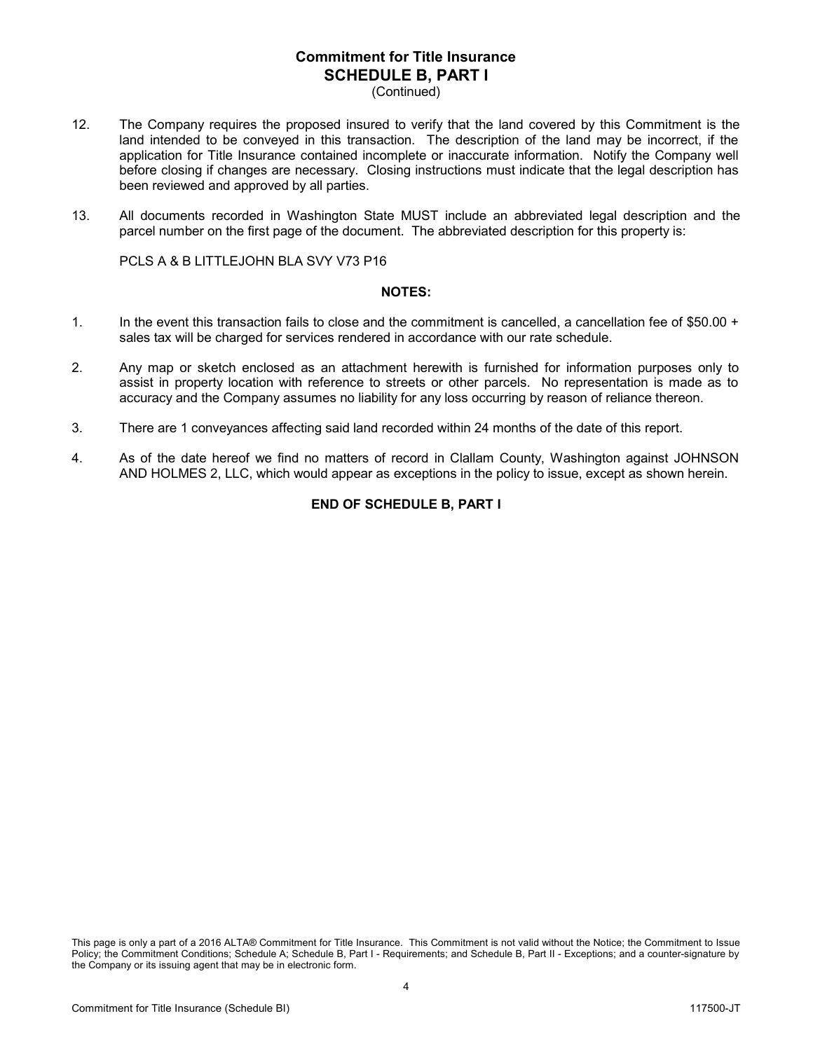# Commitment for Title Insurance
## SCHEDULE B, PART I
(Continued)

12. The Company requires the proposed insured to verify that the land covered by this Commitment is the land intended to be conveyed in this transaction. The description of the land may be incorrect, if the application for Title Insurance contained incomplete or inaccurate information. Notify the Company well before closing if changes are necessary. Closing instructions must indicate that the legal description has been reviewed and approved by all parties.

13. All documents recorded in Washington State MUST include an abbreviated legal description and the parcel number on the first page of the document. The abbreviated description for this property is:

    PCLS A & B LITTLEJOHN BLA SVY V73 P16

**NOTES:**

1. In the event this transaction fails to close and the commitment is cancelled, a cancellation fee of $50.00 + sales tax will be charged for services rendered in accordance with our rate schedule.

2. Any map or sketch enclosed as an attachment herewith is furnished for information purposes only to assist in property location with reference to streets or other parcels. No representation is made as to accuracy and the Company assumes no liability for any loss occurring by reason of reliance thereon.

3. There are 1 conveyances affecting said land recorded within 24 months of the date of this report.

4. As of the date hereof we find no matters of record in Clallam County, Washington against JOHNSON AND HOLMES 2, LLC, which would appear as exceptions in the policy to issue, except as shown herein.

**END OF SCHEDULE B, PART I**

This page is only a part of a 2016 ALTA® Commitment for Title Insurance. This Commitment is not valid without the Notice; the Commitment to Issue Policy; the Commitment Conditions; Schedule A; Schedule B, Part I - Requirements; and Schedule B, Part II - Exceptions; and a counter-signature by the Company or its issuing agent that may be in electronic form.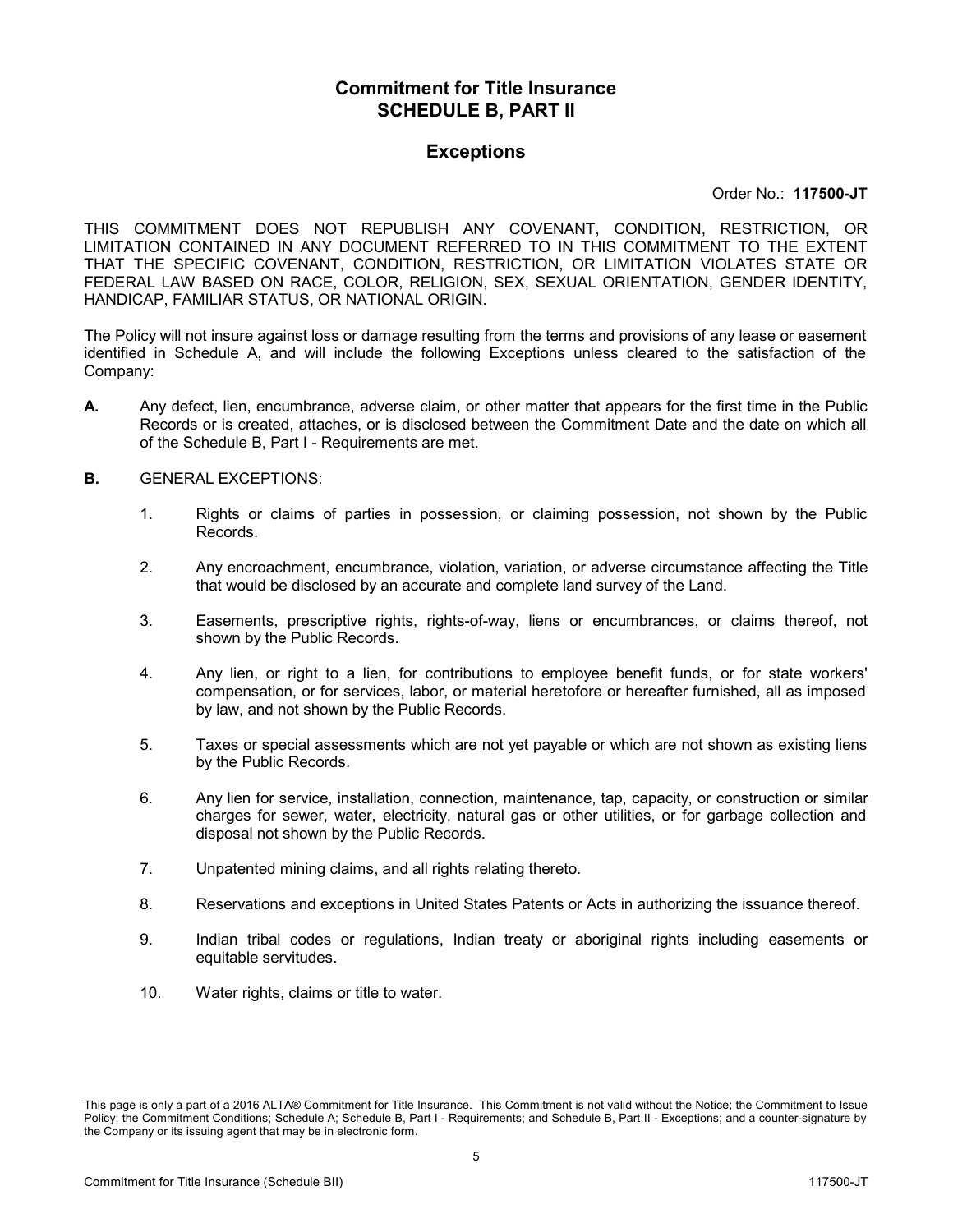# Commitment for Title Insurance
## SCHEDULE B, PART II

## Exceptions

Order No.: **117500-JT**

THIS COMMITMENT DOES NOT REPUBLISH ANY COVENANT, CONDITION, RESTRICTION, OR LIMITATION CONTAINED IN ANY DOCUMENT REFERRED TO IN THIS COMMITMENT TO THE EXTENT THAT THE SPECIFIC COVENANT, CONDITION, RESTRICTION, OR LIMITATION VIOLATES STATE OR FEDERAL LAW BASED ON RACE, COLOR, RELIGION, SEX, SEXUAL ORIENTATION, GENDER IDENTITY, HANDICAP, FAMILIAR STATUS, OR NATIONAL ORIGIN.

The Policy will not insure against loss or damage resulting from the terms and provisions of any lease or easement identified in Schedule A, and will include the following Exceptions unless cleared to the satisfaction of the Company:

**A.** Any defect, lien, encumbrance, adverse claim, or other matter that appears for the first time in the Public Records or is created, attaches, or is disclosed between the Commitment Date and the date on which all of the Schedule B, Part I - Requirements are met.

**B.** GENERAL EXCEPTIONS:

1. Rights or claims of parties in possession, or claiming possession, not shown by the Public Records.

2. Any encroachment, encumbrance, violation, variation, or adverse circumstance affecting the Title that would be disclosed by an accurate and complete land survey of the Land.

3. Easements, prescriptive rights, rights-of-way, liens or encumbrances, or claims thereof, not shown by the Public Records.

4. Any lien, or right to a lien, for contributions to employee benefit funds, or for state workers' compensation, or for services, labor, or material heretofore or hereafter furnished, all as imposed by law, and not shown by the Public Records.

5. Taxes or special assessments which are not yet payable or which are not shown as existing liens by the Public Records.

6. Any lien for service, installation, connection, maintenance, tap, capacity, or construction or similar charges for sewer, water, electricity, natural gas or other utilities, or for garbage collection and disposal not shown by the Public Records.

7. Unpatented mining claims, and all rights relating thereto.

8. Reservations and exceptions in United States Patents or Acts in authorizing the issuance thereof.

9. Indian tribal codes or regulations, Indian treaty or aboriginal rights including easements or equitable servitudes.

10. Water rights, claims or title to water.

This page is only a part of a 2016 ALTA® Commitment for Title Insurance. This Commitment is not valid without the Notice; the Commitment to Issue Policy; the Commitment Conditions; Schedule A; Schedule B, Part I - Requirements; and Schedule B, Part II - Exceptions; and a counter-signature by the Company or its issuing agent that may be in electronic form.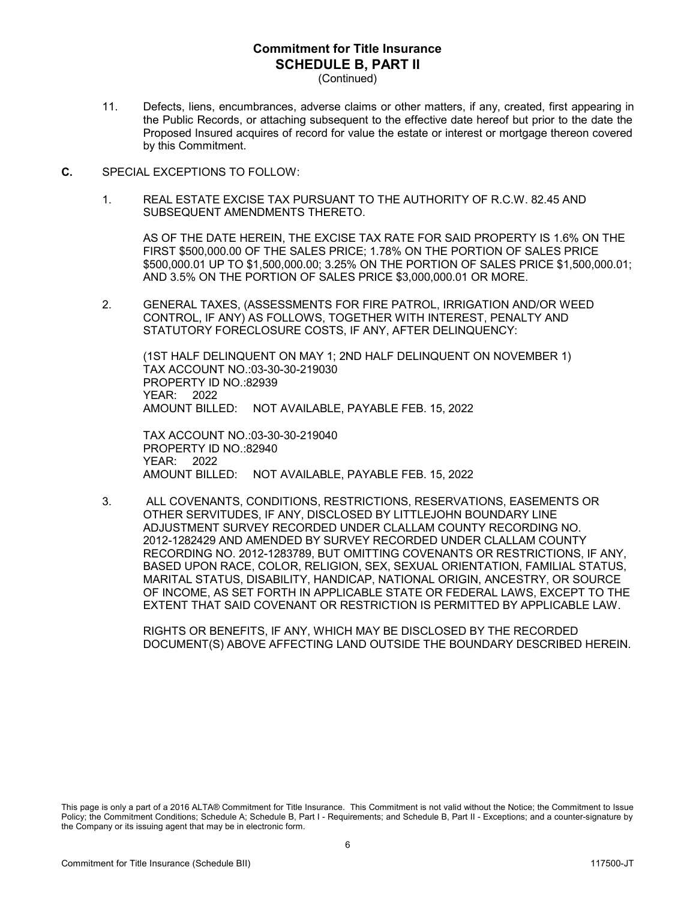## Commitment for Title Insurance
## SCHEDULE B, PART II
(Continued)

11. Defects, liens, encumbrances, adverse claims or other matters, if any, created, first appearing in the Public Records, or attaching subsequent to the effective date hereof but prior to the date the Proposed Insured acquires of record for value the estate or interest or mortgage thereon covered by this Commitment.

**C.** SPECIAL EXCEPTIONS TO FOLLOW:

1. REAL ESTATE EXCISE TAX PURSUANT TO THE AUTHORITY OF R.C.W. 82.45 AND SUBSEQUENT AMENDMENTS THERETO.

   AS OF THE DATE HEREIN, THE EXCISE TAX RATE FOR SAID PROPERTY IS 1.6% ON THE FIRST $500,000.00 OF THE SALES PRICE; 1.78% ON THE PORTION OF SALES PRICE $500,000.01 UP TO $1,500,000.00; 3.25% ON THE PORTION OF SALES PRICE $1,500,000.01; AND 3.5% ON THE PORTION OF SALES PRICE $3,000,000.01 OR MORE.

2. GENERAL TAXES, (ASSESSMENTS FOR FIRE PATROL, IRRIGATION AND/OR WEED CONTROL, IF ANY) AS FOLLOWS, TOGETHER WITH INTEREST, PENALTY AND STATUTORY FORECLOSURE COSTS, IF ANY, AFTER DELINQUENCY:

   (1ST HALF DELINQUENT ON MAY 1; 2ND HALF DELINQUENT ON NOVEMBER 1)
   TAX ACCOUNT NO.:03-30-30-219030
   PROPERTY ID NO.:82939
   YEAR: 2022
   AMOUNT BILLED: NOT AVAILABLE, PAYABLE FEB. 15, 2022

   TAX ACCOUNT NO.:03-30-30-219040
   PROPERTY ID NO.:82940
   YEAR: 2022
   AMOUNT BILLED: NOT AVAILABLE, PAYABLE FEB. 15, 2022

3. ALL COVENANTS, CONDITIONS, RESTRICTIONS, RESERVATIONS, EASEMENTS OR OTHER SERVITUDES, IF ANY, DISCLOSED BY LITTLEJOHN BOUNDARY LINE ADJUSTMENT SURVEY RECORDED UNDER CLALLAM COUNTY RECORDING NO. 2012-1282429 AND AMENDED BY SURVEY RECORDED UNDER CLALLAM COUNTY RECORDING NO. 2012-1283789, BUT OMITTING COVENANTS OR RESTRICTIONS, IF ANY, BASED UPON RACE, COLOR, RELIGION, SEX, SEXUAL ORIENTATION, FAMILIAL STATUS, MARITAL STATUS, DISABILITY, HANDICAP, NATIONAL ORIGIN, ANCESTRY, OR SOURCE OF INCOME, AS SET FORTH IN APPLICABLE STATE OR FEDERAL LAWS, EXCEPT TO THE EXTENT THAT SAID COVENANT OR RESTRICTION IS PERMITTED BY APPLICABLE LAW.

   RIGHTS OR BENEFITS, IF ANY, WHICH MAY BE DISCLOSED BY THE RECORDED DOCUMENT(S) ABOVE AFFECTING LAND OUTSIDE THE BOUNDARY DESCRIBED HEREIN.

This page is only a part of a 2016 ALTA® Commitment for Title Insurance. This Commitment is not valid without the Notice; the Commitment to Issue Policy; the Commitment Conditions; Schedule A; Schedule B, Part I - Requirements; and Schedule B, Part II - Exceptions; and a counter-signature by the Company or its issuing agent that may be in electronic form.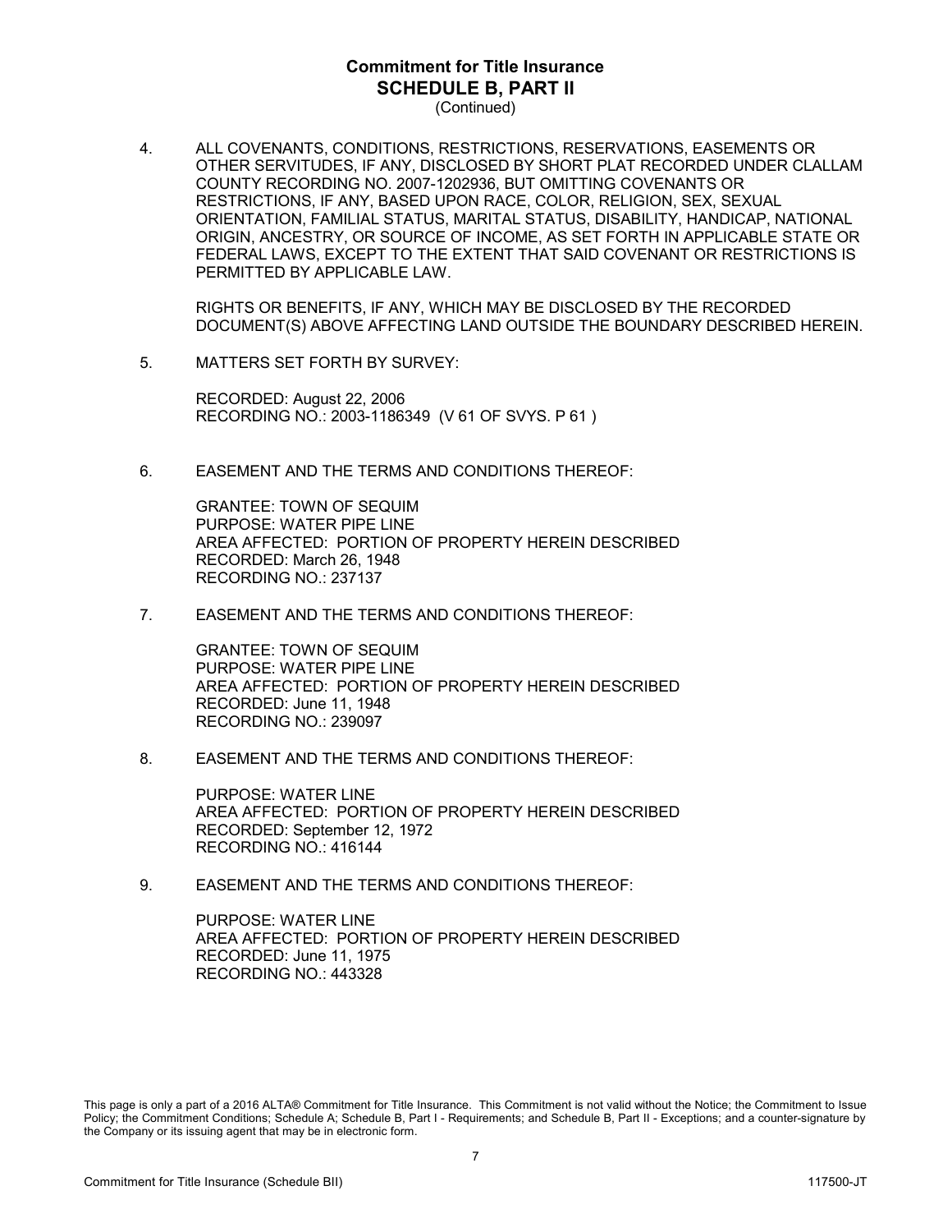## Commitment for Title Insurance
## SCHEDULE B, PART II
(Continued)

4. ALL COVENANTS, CONDITIONS, RESTRICTIONS, RESERVATIONS, EASEMENTS OR OTHER SERVITUDES, IF ANY, DISCLOSED BY SHORT PLAT RECORDED UNDER CLALLAM COUNTY RECORDING NO. 2007-1202936, BUT OMITTING COVENANTS OR RESTRICTIONS, IF ANY, BASED UPON RACE, COLOR, RELIGION, SEX, SEXUAL ORIENTATION, FAMILIAL STATUS, MARITAL STATUS, DISABILITY, HANDICAP, NATIONAL ORIGIN, ANCESTRY, OR SOURCE OF INCOME, AS SET FORTH IN APPLICABLE STATE OR FEDERAL LAWS, EXCEPT TO THE EXTENT THAT SAID COVENANT OR RESTRICTIONS IS PERMITTED BY APPLICABLE LAW.

   RIGHTS OR BENEFITS, IF ANY, WHICH MAY BE DISCLOSED BY THE RECORDED DOCUMENT(S) ABOVE AFFECTING LAND OUTSIDE THE BOUNDARY DESCRIBED HEREIN.

5. MATTERS SET FORTH BY SURVEY:

   RECORDED: August 22, 2006
   RECORDING NO.: 2003-1186349 (V 61 OF SVYS. P 61 )

6. EASEMENT AND THE TERMS AND CONDITIONS THEREOF:

   GRANTEE: TOWN OF SEQUIM
   PURPOSE: WATER PIPE LINE
   AREA AFFECTED: PORTION OF PROPERTY HEREIN DESCRIBED
   RECORDED: March 26, 1948
   RECORDING NO.: 237137

7. EASEMENT AND THE TERMS AND CONDITIONS THEREOF:

   GRANTEE: TOWN OF SEQUIM
   PURPOSE: WATER PIPE LINE
   AREA AFFECTED: PORTION OF PROPERTY HEREIN DESCRIBED
   RECORDED: June 11, 1948
   RECORDING NO.: 239097

8. EASEMENT AND THE TERMS AND CONDITIONS THEREOF:

   PURPOSE: WATER LINE
   AREA AFFECTED: PORTION OF PROPERTY HEREIN DESCRIBED
   RECORDED: September 12, 1972
   RECORDING NO.: 416144

9. EASEMENT AND THE TERMS AND CONDITIONS THEREOF:

   PURPOSE: WATER LINE
   AREA AFFECTED: PORTION OF PROPERTY HEREIN DESCRIBED
   RECORDED: June 11, 1975
   RECORDING NO.: 443328

This page is only a part of a 2016 ALTA® Commitment for Title Insurance. This Commitment is not valid without the Notice; the Commitment to Issue Policy; the Commitment Conditions; Schedule A; Schedule B, Part I - Requirements; and Schedule B, Part II - Exceptions; and a counter-signature by the Company or its issuing agent that may be in electronic form.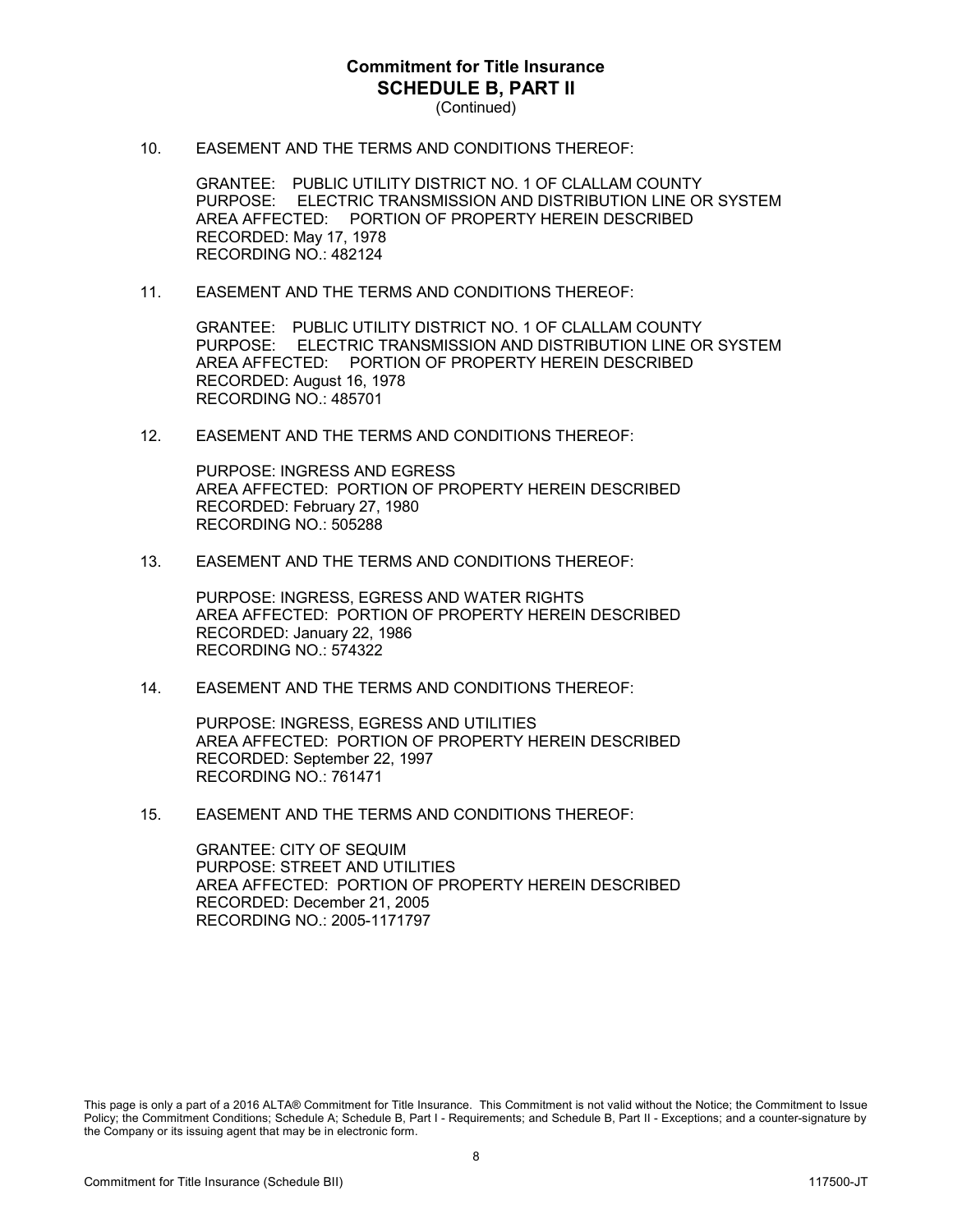## Commitment for Title Insurance
## SCHEDULE B, PART II
(Continued)

10. EASEMENT AND THE TERMS AND CONDITIONS THEREOF:

    GRANTEE: PUBLIC UTILITY DISTRICT NO. 1 OF CLALLAM COUNTY
    PURPOSE: ELECTRIC TRANSMISSION AND DISTRIBUTION LINE OR SYSTEM
    AREA AFFECTED: PORTION OF PROPERTY HEREIN DESCRIBED
    RECORDED: May 17, 1978
    RECORDING NO.: 482124

11. EASEMENT AND THE TERMS AND CONDITIONS THEREOF:

    GRANTEE: PUBLIC UTILITY DISTRICT NO. 1 OF CLALLAM COUNTY
    PURPOSE: ELECTRIC TRANSMISSION AND DISTRIBUTION LINE OR SYSTEM
    AREA AFFECTED: PORTION OF PROPERTY HEREIN DESCRIBED
    RECORDED: August 16, 1978
    RECORDING NO.: 485701

12. EASEMENT AND THE TERMS AND CONDITIONS THEREOF:

    PURPOSE: INGRESS AND EGRESS
    AREA AFFECTED: PORTION OF PROPERTY HEREIN DESCRIBED
    RECORDED: February 27, 1980
    RECORDING NO.: 505288

13. EASEMENT AND THE TERMS AND CONDITIONS THEREOF:

    PURPOSE: INGRESS, EGRESS AND WATER RIGHTS
    AREA AFFECTED: PORTION OF PROPERTY HEREIN DESCRIBED
    RECORDED: January 22, 1986
    RECORDING NO.: 574322

14. EASEMENT AND THE TERMS AND CONDITIONS THEREOF:

    PURPOSE: INGRESS, EGRESS AND UTILITIES
    AREA AFFECTED: PORTION OF PROPERTY HEREIN DESCRIBED
    RECORDED: September 22, 1997
    RECORDING NO.: 761471

15. EASEMENT AND THE TERMS AND CONDITIONS THEREOF:

    GRANTEE: CITY OF SEQUIM
    PURPOSE: STREET AND UTILITIES
    AREA AFFECTED: PORTION OF PROPERTY HEREIN DESCRIBED
    RECORDED: December 21, 2005
    RECORDING NO.: 2005-1171797

This page is only a part of a 2016 ALTA® Commitment for Title Insurance. This Commitment is not valid without the Notice; the Commitment to Issue Policy; the Commitment Conditions; Schedule A; Schedule B, Part I - Requirements; and Schedule B, Part II - Exceptions; and a counter-signature by the Company or its issuing agent that may be in electronic form.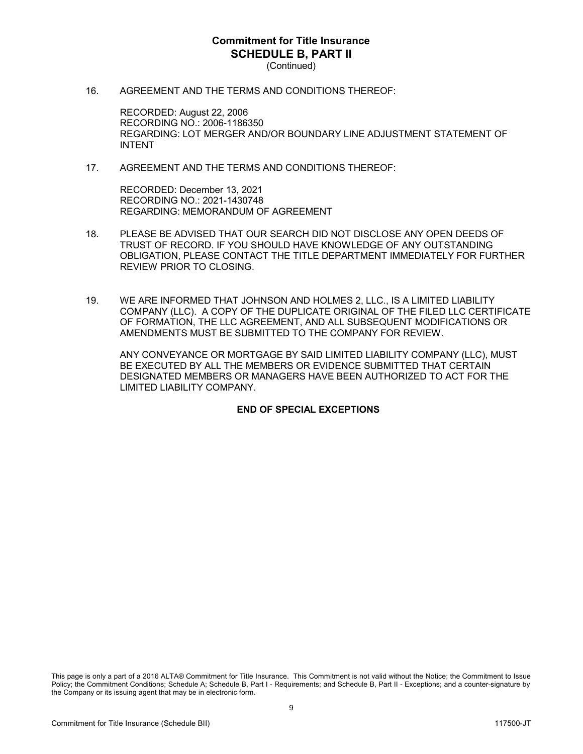## Commitment for Title Insurance
## SCHEDULE B, PART II
(Continued)

16. AGREEMENT AND THE TERMS AND CONDITIONS THEREOF:

    RECORDED: August 22, 2006
    RECORDING NO.: 2006-1186350
    REGARDING: LOT MERGER AND/OR BOUNDARY LINE ADJUSTMENT STATEMENT OF INTENT

17. AGREEMENT AND THE TERMS AND CONDITIONS THEREOF:

    RECORDED: December 13, 2021
    RECORDING NO.: 2021-1430748
    REGARDING: MEMORANDUM OF AGREEMENT

18. PLEASE BE ADVISED THAT OUR SEARCH DID NOT DISCLOSE ANY OPEN DEEDS OF TRUST OF RECORD. IF YOU SHOULD HAVE KNOWLEDGE OF ANY OUTSTANDING OBLIGATION, PLEASE CONTACT THE TITLE DEPARTMENT IMMEDIATELY FOR FURTHER REVIEW PRIOR TO CLOSING.

19. WE ARE INFORMED THAT JOHNSON AND HOLMES 2, LLC., IS A LIMITED LIABILITY COMPANY (LLC). A COPY OF THE DUPLICATE ORIGINAL OF THE FILED LLC CERTIFICATE OF FORMATION, THE LLC AGREEMENT, AND ALL SUBSEQUENT MODIFICATIONS OR AMENDMENTS MUST BE SUBMITTED TO THE COMPANY FOR REVIEW.

    ANY CONVEYANCE OR MORTGAGE BY SAID LIMITED LIABILITY COMPANY (LLC), MUST BE EXECUTED BY ALL THE MEMBERS OR EVIDENCE SUBMITTED THAT CERTAIN DESIGNATED MEMBERS OR MANAGERS HAVE BEEN AUTHORIZED TO ACT FOR THE LIMITED LIABILITY COMPANY.

**END OF SPECIAL EXCEPTIONS**

This page is only a part of a 2016 ALTA® Commitment for Title Insurance. This Commitment is not valid without the Notice; the Commitment to Issue Policy; the Commitment Conditions; Schedule A; Schedule B, Part I - Requirements; and Schedule B, Part II - Exceptions; and a counter-signature by the Company or its issuing agent that may be in electronic form.